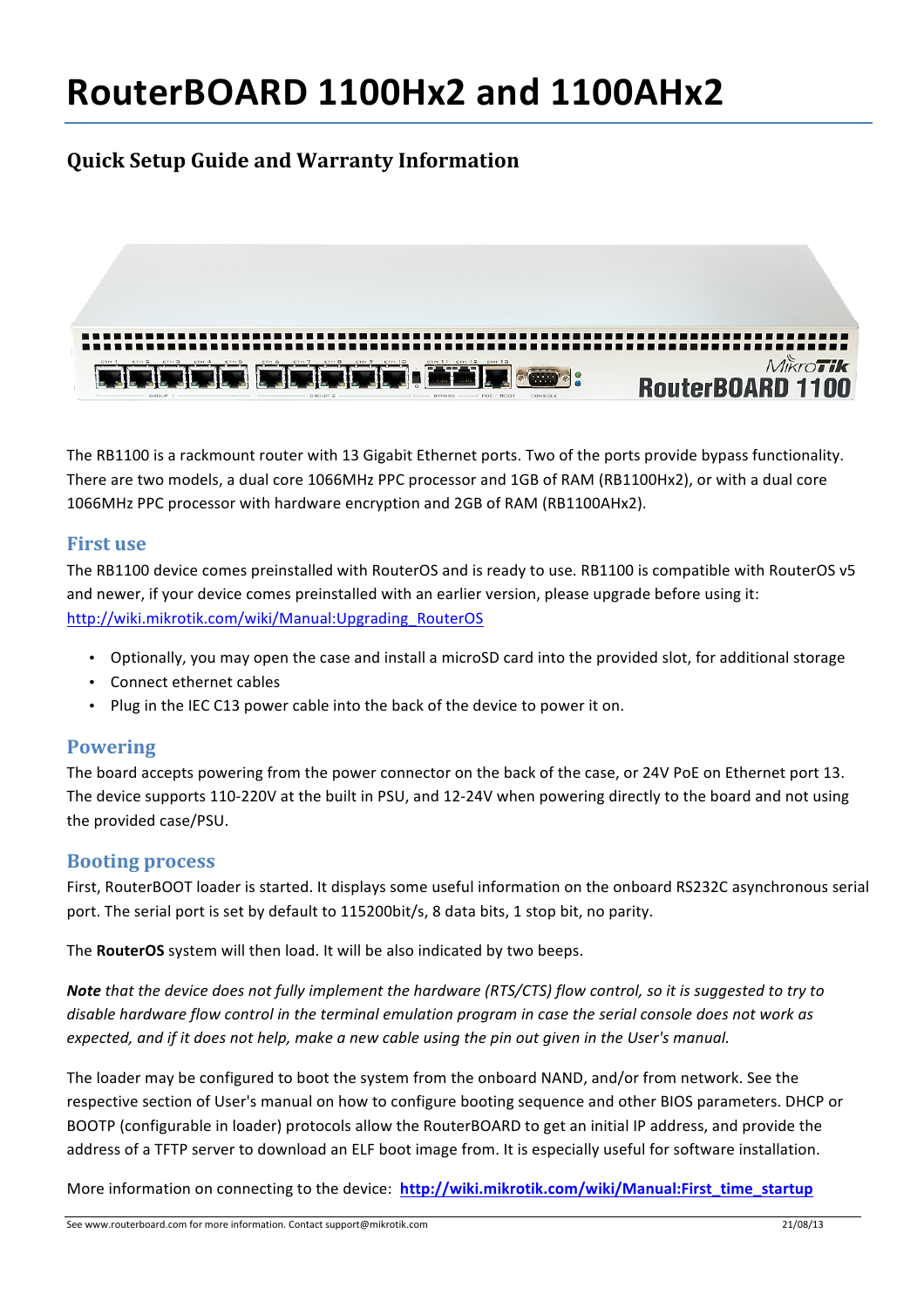# RouterBOARD 1100Hx2 and 1100AHx2

## Quick Setup Guide and Warranty Information

The RB1100 is a rackmount router with 13 Gigabit Ethernet ports. Two of the ports provide bypass functionality. There are two models, a dual core 1066MHz PPC processor and 1GB of RAM (RB1100Hx2), or with a dual core 1066MHz PPC processor with hardware encryption and 2GB of RAM (RB1100AHx2).

### First use

The RB1100 device comes preinstalled with RouterOS and is ready to use. RB1100 is compatible with RouterOS v5 and newer, if your device comes preinstalled with an earlier version, please upgrade before using it: http://wiki.mikrotik.com/wiki/Manual:Upgrading_RouterOS

- Optionally, you may open the case and install a microSD card into the provided slot, for additional storage
- Connect ethernet cables
- Plug in the IEC C13 power cable into the back of the device to power it on.

### Powering

The board accepts powering from the power connector on the back of the case, or 24V PoE on Ethernet port 13. The device supports 110-220V at the built in PSU, and 12-24V when powering directly to the board and not using the provided case/PSU.

### Booting process

First, RouterBOOT loader is started. It displays some useful information on the onboard RS232C asynchronous serial port. The serial port is set by default to 115200bit/s, 8 data bits, 1 stop bit, no parity.

The **RouterOS** system will then load. It will be also indicated by two beeps.

***Note*** *that the device does not fully implement the hardware (RTS/CTS) flow control, so it is suggested to try to disable hardware flow control in the terminal emulation program in case the serial console does not work as expected, and if it does not help, make a new cable using the pin out given in the User's manual.*

The loader may be configured to boot the system from the onboard NAND, and/or from network. See the respective section of User's manual on how to configure booting sequence and other BIOS parameters. DHCP or BOOTP (configurable in loader) protocols allow the RouterBOARD to get an initial IP address, and provide the address of a TFTP server to download an ELF boot image from. It is especially useful for software installation.

More information on connecting to the device: **http://wiki.mikrotik.com/wiki/Manual:First_time_startup**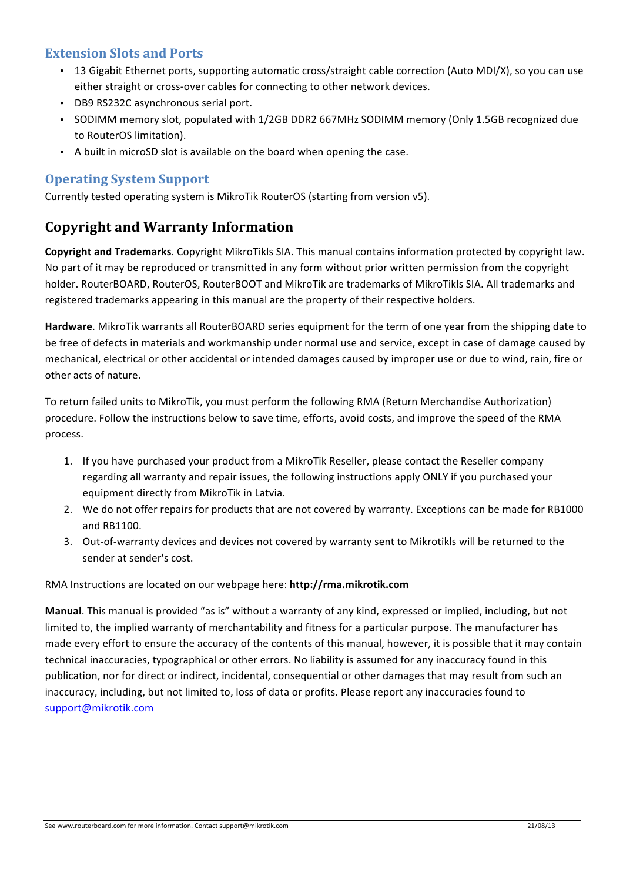### Extension Slots and Ports

- 13 Gigabit Ethernet ports, supporting automatic cross/straight cable correction (Auto MDI/X), so you can use either straight or cross-over cables for connecting to other network devices.
- DB9 RS232C asynchronous serial port.
- SODIMM memory slot, populated with 1/2GB DDR2 667MHz SODIMM memory (Only 1.5GB recognized due to RouterOS limitation).
- A built in microSD slot is available on the board when opening the case.

### Operating System Support

Currently tested operating system is MikroTik RouterOS (starting from version v5).

## Copyright and Warranty Information

**Copyright and Trademarks**. Copyright MikroTikls SIA. This manual contains information protected by copyright law. No part of it may be reproduced or transmitted in any form without prior written permission from the copyright holder. RouterBOARD, RouterOS, RouterBOOT and MikroTik are trademarks of MikroTikls SIA. All trademarks and registered trademarks appearing in this manual are the property of their respective holders.

**Hardware**. MikroTik warrants all RouterBOARD series equipment for the term of one year from the shipping date to be free of defects in materials and workmanship under normal use and service, except in case of damage caused by mechanical, electrical or other accidental or intended damages caused by improper use or due to wind, rain, fire or other acts of nature.

To return failed units to MikroTik, you must perform the following RMA (Return Merchandise Authorization) procedure. Follow the instructions below to save time, efforts, avoid costs, and improve the speed of the RMA process.

1. If you have purchased your product from a MikroTik Reseller, please contact the Reseller company regarding all warranty and repair issues, the following instructions apply ONLY if you purchased your equipment directly from MikroTik in Latvia.
2. We do not offer repairs for products that are not covered by warranty. Exceptions can be made for RB1000 and RB1100.
3. Out-of-warranty devices and devices not covered by warranty sent to Mikrotikls will be returned to the sender at sender's cost.

RMA Instructions are located on our webpage here: **http://rma.mikrotik.com**

**Manual**. This manual is provided “as is” without a warranty of any kind, expressed or implied, including, but not limited to, the implied warranty of merchantability and fitness for a particular purpose. The manufacturer has made every effort to ensure the accuracy of the contents of this manual, however, it is possible that it may contain technical inaccuracies, typographical or other errors. No liability is assumed for any inaccuracy found in this publication, nor for direct or indirect, incidental, consequential or other damages that may result from such an inaccuracy, including, but not limited to, loss of data or profits. Please report any inaccuracies found to support@mikrotik.com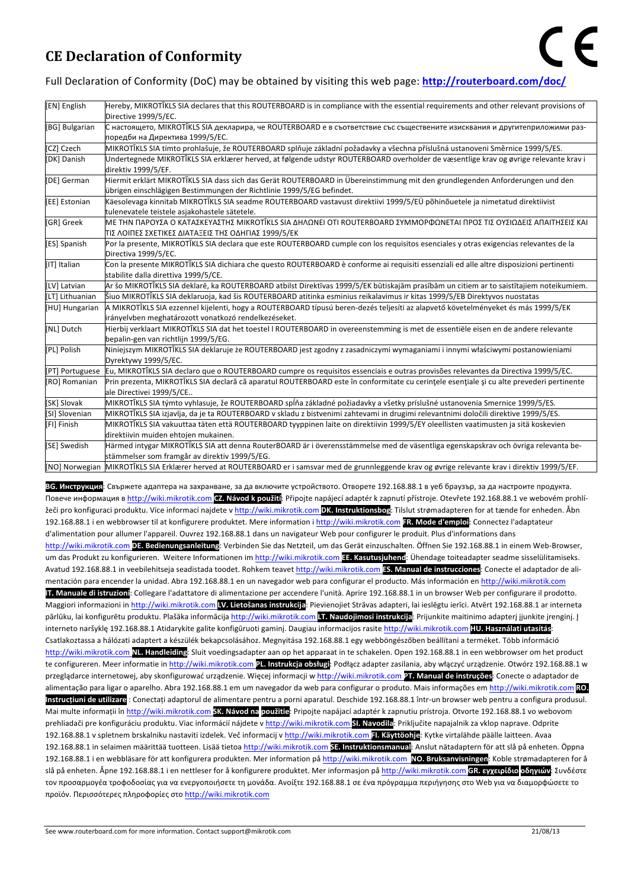# CE Declaration of Conformity

Full Declaration of Conformity (DoC) may be obtained by visiting this web page: **http://routerboard.com/doc/**

| | |
|---|---|
| [EN] English | Hereby, MIKROTĪKLS SIA declares that this ROUTERBOARD is in compliance with the essential requirements and other relevant provisions of Directive 1999/5/EC. |
| [BG] Bulgarian | С настоящето, MIKROTĪKLS SIA декларира, че ROUTERBOARD е в съответствие със съществените изисквания и другитеприложими разпоредби на Директива 1999/5/ЕС. |
| [CZ] Czech | MIKROTĪKLS SIA tímto prohlašuje, že ROUTERBOARD splňuje základní požadavky a všechna příslušná ustanoveni Směrnice 1999/5/ES. |
| [DK] Danish | Undertegnede MIKROTĪKLS SIA erklærer herved, at følgende udstyr ROUTERBOARD overholder de væsentlige krav og øvrige relevante krav i direktiv 1999/5/EF. |
| [DE] German | Hiermit erklärt MIKROTĪKLS SIA dass sich das Gerät ROUTERBOARD in Übereinstimmung mit den grundlegenden Anforderungen und den übrigen einschlägigen Bestimmungen der Richtlinie 1999/5/EG befindet. |
| [EE] Estonian | Käesolevaga kinnitab MIKROTĪKLS SIA seadme ROUTERBOARD vastavust direktiivi 1999/5/EÜ põhinõuetele ja nimetatud direktiivist tulenevatele teistele asjakohastele sätetele. |
| [GR] Greek | ΜΕ ΤΗΝ ΠΑΡΟΥΣΑ Ο ΚΑΤΑΣΚΕΥΑΣΤΗΣ MIKROTĪKLS SIA ΔΗΛΩΝΕΙ ΟΤΙ ROUTERBOARD ΣΥΜΜΟΡΦΩΝΕΤΑΙ ΠΡΟΣ ΤΙΣ ΟΥΣΙΩΔΕΙΣ ΑΠΑΙΤΗΣΕΙΣ ΚΑΙ ΤΙΣ ΛΟΙΠΕΣ ΣΧΕΤΙΚΕΣ ΔΙΑΤΑΞΕΙΣ ΤΗΣ ΟΔΗΓΙΑΣ 1999/5/ΕΚ |
| [ES] Spanish | Por la presente, MIKROTĪKLS SIA declara que este ROUTERBOARD cumple con los requisitos esenciales y otras exigencias relevantes de la Directiva 1999/5/EC. |
| [IT] Italian | Con la presente MIKROTĪKLS SIA dichiara che questo ROUTERBOARD è conforme ai requisiti essenziali ed alle altre disposizioni pertinenti stabilite dalla direttiva 1999/5/CE. |
| [LV] Latvian | Ar šo MIKROTĪKLS SIA deklarē, ka ROUTERBOARD atbilst Direktīvas 1999/5/EK būtiskajām prasībām un citiem ar to saistītajiem noteikumiem. |
| [LT] Lithuanian | Šiuo MIKROTĪKLS SIA deklaruoja, kad šis ROUTERBOARD atitinka esminius reikalavimus ir kitas 1999/5/EB Direktyvos nuostatas |
| [HU] Hungarian | A MIKROTĪKLS SIA ezzennel kijelenti, hogy a ROUTERBOARD típusú beren-dezés teljesíti az alapvető követelményeket és más 1999/5/EK irányelvben meghatározott vonatkozó rendelkezéseket. |
| [NL] Dutch | Hierbij verklaart MIKROTĪKLS SIA dat het toestel l ROUTERBOARD in overeenstemming is met de essentiële eisen en de andere relevante bepalin-gen van richtlijn 1999/5/EG. |
| [PL] Polish | Niniejszym MIKROTĪKLS SIA deklaruje że ROUTERBOARD jest zgodny z zasadniczymi wymaganiami i innymi właściwymi postanowieniami Dyrektywy 1999/5/EC. |
| [PT] Portuguese | Eu, MIKROTĪKLS SIA declaro que o ROUTERBOARD cumpre os requisitos essenciais e outras provisões relevantes da Directiva 1999/5/EC. |
| [RO] Romanian | Prin prezenta, MIKROTĪKLS SIA declară că aparatul ROUTERBOARD este în conformitate cu cerinţele esenţiale şi cu alte prevederi pertinente ale Directivei 1999/5/CE.. |
| [SK] Slovak | MIKROTĪKLS SIA týmto vyhlasuje, že ROUTERBOARD spĺňa základné požiadavky a všetky príslušné ustanovenia Smernice 1999/5/ES. |
| [SI] Slovenian | MIKROTĪKLS SIA izjavlja, da je ta ROUTERBOARD v skladu z bistvenimi zahtevami in drugimi relevantnimi določili direktive 1999/5/ES. |
| [FI] Finish | MIKROTĪKLS SIA vakuuttaa täten että ROUTERBOARD tyyppinen laite on direktiivin 1999/5/EY oleellisten vaatimusten ja sitä koskevien direktiivin muiden ehtojen mukainen. |
| [SE] Swedish | Härmed intygar MIKROTĪKLS SIA att denna RouterBOARD är i överensstämmelse med de väsentliga egenskapskrav och övriga relevanta bestämmelser som framgår av direktiv 1999/5/EG. |
| [NO] Norwegian | MIKROTĪKLS SIA Erklærer herved at ROUTERBOARD er i samsvar med de grunnleggende krav og øvrige relevante krav i direktiv 1999/5/EF. |

**BG. Инструкция**: Свържете адаптера на захранване, за да включите устройството. Отворете 192.168.88.1 в уеб браузър, за да настроите продукта. Повече информация в http://wiki.mikrotik.com **CZ. Návod k použití**: Připojte napájecí adaptér k zapnutí přístroje. Otevřete 192.168.88.1 ve webovém prohlížeči pro konfiguraci produktu. Více informací najdete v http://wiki.mikrotik.com **DK. Instruktionsbog**: Tilslut strømadapteren for at tænde for enheden. Åbn 192.168.88.1 i en webbrowser til at konfigurere produktet. Mere information i http://wiki.mikrotik.com **FR. Mode d'emploi**: Connectez l'adaptateur d'alimentation pour allumer l'appareil. Ouvrez 192.168.88.1 dans un navigateur Web pour configurer le produit. Plus d'informations dans http://wiki.mikrotik.com **DE. Bedienungsanleitung**: Verbinden Sie das Netzteil, um das Gerät einzuschalten. Öffnen Sie 192.168.88.1 in einem Web-Browser, um das Produkt zu konfigurieren. Weitere Informationen im http://wiki.mikrotik.com **EE. Kasutusjuhend**: Ühendage toiteadapter seadme sisselülitamiseks. Avatud 192.168.88.1 in veebilehitseja seadistada toodet. Rohkem teavet http://wiki.mikrotik.com **ES. Manual de instrucciones**: Conecte el adaptador de alimentación para encender la unidad. Abra 192.168.88.1 en un navegador web para configurar el producto. Más información en http://wiki.mikrotik.com **IT. Manuale di istruzioni**: Collegare l'adattatore di alimentazione per accendere l'unità. Aprire 192.168.88.1 in un browser Web per configurare il prodotto. Maggiori informazioni in http://wiki.mikrotik.com **LV. Lietošanas instrukcija**: Pievienojiet Strāvas adapteri, lai ieslēgtu ierīci. Atvērt 192.168.88.1 ar interneta pārlūku, lai konfigurētu produktu. Plašāka informācija http://wiki.mikrotik.com **LT. Naudojimosi instrukcija**: Prijunkite maitinimo adapterį įjunkite įrenginį. Į interneto naršyklę 192.168.88.1 Atidarykite galite konfigūruoti gaminį. Daugiau informacijos rasite http://wiki.mikrotik.com **HU. Használati utasítás**: Csatlakoztassa a hálózati adaptert a készülék bekapcsolásához. Megnyitása 192.168.88.1 egy webböngészőben beállítani a terméket. Több információ http://wiki.mikrotik.com **NL. Handleiding**: Sluit voedingsadapter aan op het apparaat in te schakelen. Open 192.168.88.1 in een webbrowser om het product te configureren. Meer informatie in http://wiki.mikrotik.com **PL. Instrukcja obsługi**: Podłącz adapter zasilania, aby włączyć urządzenie. Otwórz 192.168.88.1 w przeglądarce internetowej, aby skonfigurować urządzenie. Więcej informacji w http://wiki.mikrotik.com **PT. Manual de instruções**: Conecte o adaptador de alimentação para ligar o aparelho. Abra 192.168.88.1 em um navegador da web para configurar o produto. Mais informações em http://wiki.mikrotik.com **RO. Instrucțiuni de utilizare**: Conectați adaptorul de alimentare pentru a porni aparatul. Deschide 192.168.88.1 într-un browser web pentru a configura produsul. Mai multe informații în http://wiki.mikrotik.com **SK. Návod na použitie**: Pripojte napájací adaptér k zapnutiu prístroja. Otvorte 192.168.88.1 vo webovom prehliadači pre konfiguráciu produktu. Viac informácií nájdete v http://wiki.mikrotik.com **SI. Navodila**: Priključite napajalnik za vklop naprave. Odprite 192.168.88.1 v spletnem brskalniku nastaviti izdelek. Več informacij v http://wiki.mikrotik.com **FI. Käyttöohje**: Kytke virtalähde päälle laitteen. Avaa 192.168.88.1 in selaimen määrittää tuotteen. Lisää tietoa http://wiki.mikrotik.com **SE. Instruktionsmanual**: Anslut nätadaptern för att slå på enheten. Öppna 192.168.88.1 i en webbläsare för att konfigurera produkten. Mer information på http://wiki.mikrotik.com **NO. Bruksanvisningen**: Koble strømadapteren for å slå på enheten. Åpne 192.168.88.1 i en nettleser for å konfigurere produktet. Mer informasjon på http://wiki.mikrotik.com **GR. εγχειρίδιο οδηγιών**: Συνδέστε τον προσαρμογέα τροφοδοσίας για να ενεργοποιήσετε τη μονάδα. Ανοίξτε 192.168.88.1 σε ένα πρόγραμμα περιήγησης στο Web για να διαμορφώσετε το προϊόν. Περισσότερες πληροφορίες στο http://wiki.mikrotik.com

See www.routerboard.com for more information. Contact support@mikrotik.com 21/08/13